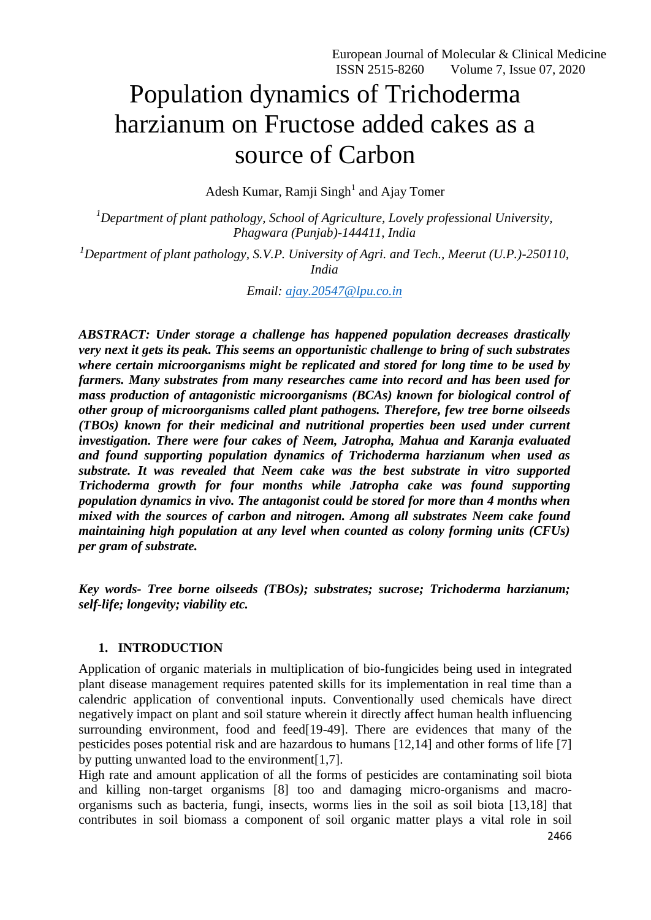# Population dynamics of Trichoderma harzianum on Fructose added cakes as a source of Carbon

Adesh Kumar, Ramji Singh[1] and Ajay Tomer

[1]*Department of plant pathology, School of Agriculture, Lovely professional University, Phagwara (Punjab)-144411, India*

[1]*Department of plant pathology, S.V.P. University of Agri. and Tech., Meerut (U.P.)-250110, India*

*Email: ajay.20547@lpu.co.in*

***ABSTRACT: Under storage a challenge has happened population decreases drastically very next it gets its peak. This seems an opportunistic challenge to bring of such substrates where certain microorganisms might be replicated and stored for long time to be used by farmers. Many substrates from many researches came into record and has been used for mass production of antagonistic microorganisms (BCAs) known for biological control of other group of microorganisms called plant pathogens. Therefore, few tree borne oilseeds (TBOs) known for their medicinal and nutritional properties been used under current investigation. There were four cakes of Neem, Jatropha, Mahua and Karanja evaluated and found supporting population dynamics of Trichoderma harzianum when used as substrate. It was revealed that Neem cake was the best substrate in vitro supported Trichoderma growth for four months while Jatropha cake was found supporting population dynamics in vivo. The antagonist could be stored for more than 4 months when mixed with the sources of carbon and nitrogen. Among all substrates Neem cake found maintaining high population at any level when counted as colony forming units (CFUs) per gram of substrate.***

***Key words- Tree borne oilseeds (TBOs); substrates; sucrose; Trichoderma harzianum; self-life; longevity; viability etc.***

## 1. INTRODUCTION

Application of organic materials in multiplication of bio-fungicides being used in integrated plant disease management requires patented skills for its implementation in real time than a calendric application of conventional inputs. Conventionally used chemicals have direct negatively impact on plant and soil stature wherein it directly affect human health influencing surrounding environment, food and feed[19-49]. There are evidences that many of the pesticides poses potential risk and are hazardous to humans [12,14] and other forms of life [7] by putting unwanted load to the environment[1,7].

High rate and amount application of all the forms of pesticides are contaminating soil biota and killing non-target organisms [8] too and damaging micro-organisms and macro-organisms such as bacteria, fungi, insects, worms lies in the soil as soil biota [13,18] that contributes in soil biomass a component of soil organic matter plays a vital role in soil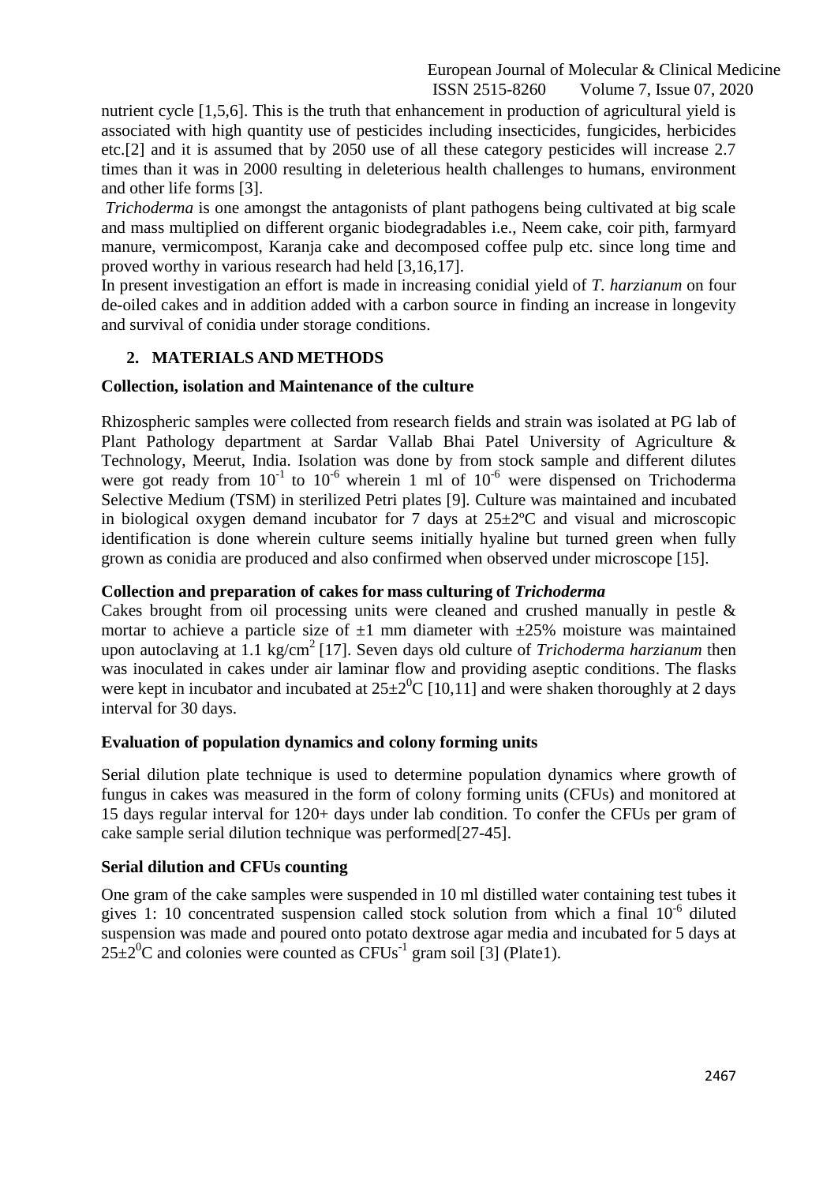nutrient cycle [1,5,6]. This is the truth that enhancement in production of agricultural yield is associated with high quantity use of pesticides including insecticides, fungicides, herbicides etc.[2] and it is assumed that by 2050 use of all these category pesticides will increase 2.7 times than it was in 2000 resulting in deleterious health challenges to humans, environment and other life forms [3].

*Trichoderma* is one amongst the antagonists of plant pathogens being cultivated at big scale and mass multiplied on different organic biodegradables i.e., Neem cake, coir pith, farmyard manure, vermicompost, Karanja cake and decomposed coffee pulp etc. since long time and proved worthy in various research had held [3,16,17].

In present investigation an effort is made in increasing conidial yield of *T. harzianum* on four de-oiled cakes and in addition added with a carbon source in finding an increase in longevity and survival of conidia under storage conditions.

## 2. MATERIALS AND METHODS

### Collection, isolation and Maintenance of the culture

Rhizospheric samples were collected from research fields and strain was isolated at PG lab of Plant Pathology department at Sardar Vallab Bhai Patel University of Agriculture & Technology, Meerut, India. Isolation was done by from stock sample and different dilutes were got ready from $10^{-1}$ to $10^{-6}$ wherein 1 ml of $10^{-6}$ were dispensed on Trichoderma Selective Medium (TSM) in sterilized Petri plates [9]. Culture was maintained and incubated in biological oxygen demand incubator for 7 days at 25±2ºC and visual and microscopic identification is done wherein culture seems initially hyaline but turned green when fully grown as conidia are produced and also confirmed when observed under microscope [15].

### Collection and preparation of cakes for mass culturing of *Trichoderma*

Cakes brought from oil processing units were cleaned and crushed manually in pestle & mortar to achieve a particle size of ±1 mm diameter with ±25% moisture was maintained upon autoclaving at 1.1 kg/cm$^2$ [17]. Seven days old culture of *Trichoderma harzianum* then was inoculated in cakes under air laminar flow and providing aseptic conditions. The flasks were kept in incubator and incubated at 25±2$^0$C [10,11] and were shaken thoroughly at 2 days interval for 30 days.

### Evaluation of population dynamics and colony forming units

Serial dilution plate technique is used to determine population dynamics where growth of fungus in cakes was measured in the form of colony forming units (CFUs) and monitored at 15 days regular interval for 120+ days under lab condition. To confer the CFUs per gram of cake sample serial dilution technique was performed[27-45].

### Serial dilution and CFUs counting

One gram of the cake samples were suspended in 10 ml distilled water containing test tubes it gives 1: 10 concentrated suspension called stock solution from which a final $10^{-6}$ diluted suspension was made and poured onto potato dextrose agar media and incubated for 5 days at 25±2$^0$C and colonies were counted as CFUs$^{-1}$ gram soil [3] (Plate1).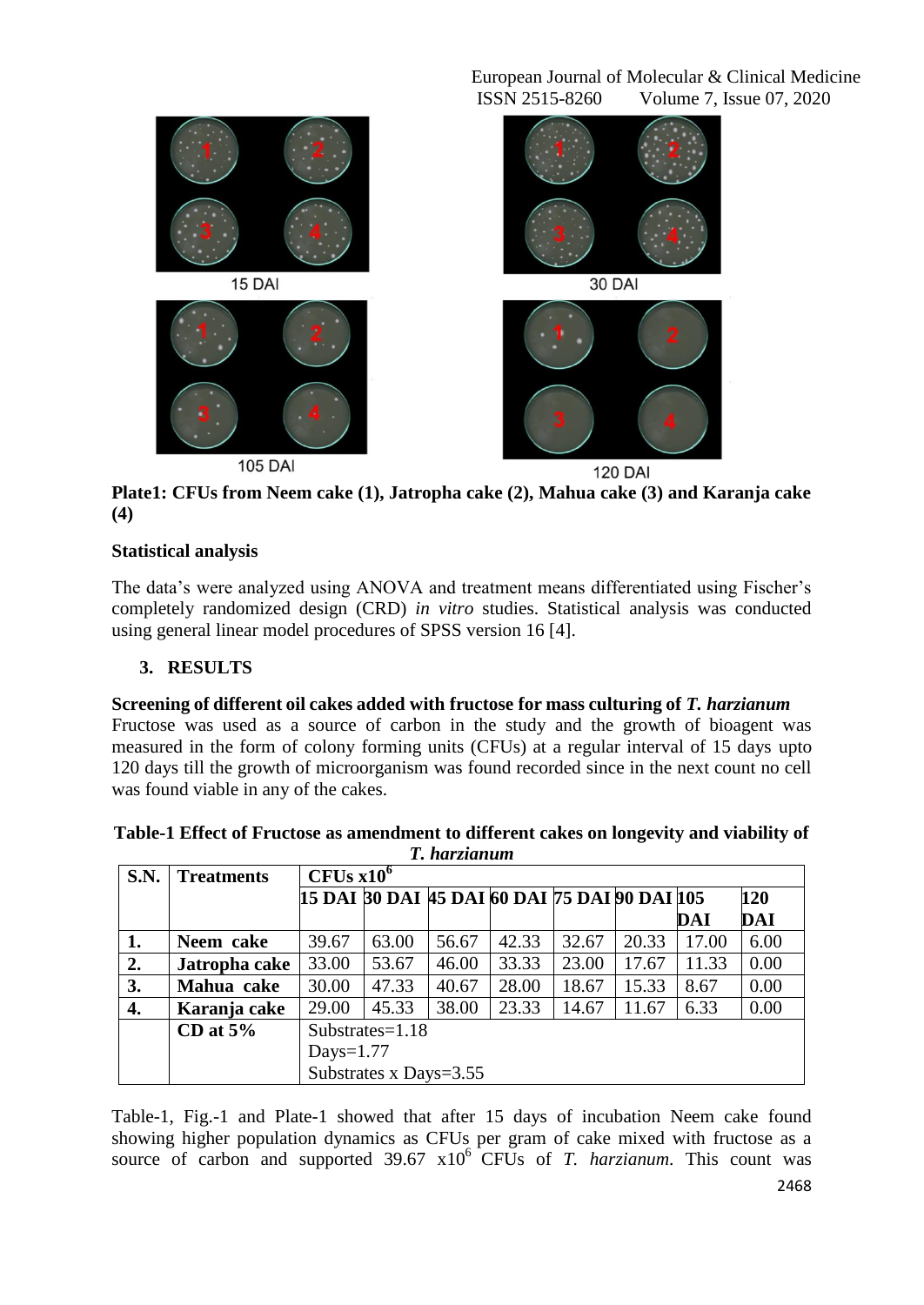Plate1: **CFUs from Neem cake (1), Jatropha cake (2), Mahua cake (3) and Karanja cake (4)**

### Statistical analysis

The data's were analyzed using ANOVA and treatment means differentiated using Fischer's completely randomized design (CRD) *in vitro* studies. Statistical analysis was conducted using general linear model procedures of SPSS version 16 [4].

## 3. RESULTS

**Screening of different oil cakes added with fructose for mass culturing of *T. harzianum***

Fructose was used as a source of carbon in the study and the growth of bioagent was measured in the form of colony forming units (CFUs) at a regular interval of 15 days upto 120 days till the growth of microorganism was found recorded since in the next count no cell was found viable in any of the cakes.

**Table-1 Effect of Fructose as amendment to different cakes on longevity and viability of *T. harzianum***

| S.N. | Treatments | CFUs $x10^6$ | | | | | | | |
|---|---|---|---|---|---|---|---|---|---|
| | | 15 DAI | 30 DAI | 45 DAI | 60 DAI | 75 DAI | 90 DAI | 105 DAI | 120 DAI |
| 1. | **Neem cake** | 39.67 | 63.00 | 56.67 | 42.33 | 32.67 | 20.33 | 17.00 | 6.00 |
| 2. | **Jatropha cake** | 33.00 | 53.67 | 46.00 | 33.33 | 23.00 | 17.67 | 11.33 | 0.00 |
| 3. | **Mahua cake** | 30.00 | 47.33 | 40.67 | 28.00 | 18.67 | 15.33 | 8.67 | 0.00 |
| 4. | **Karanja cake** | 29.00 | 45.33 | 38.00 | 23.33 | 14.67 | 11.67 | 6.33 | 0.00 |
| | **CD at 5%** | Substrates=1.18<br>Days=1.77<br>Substrates x Days=3.55 | | | | | | | |

Table-1, Fig.-1 and Plate-1 showed that after 15 days of incubation Neem cake found showing higher population dynamics as CFUs per gram of cake mixed with fructose as a source of carbon and supported 39.67 $x10^6$ CFUs of *T. harzianum*. This count was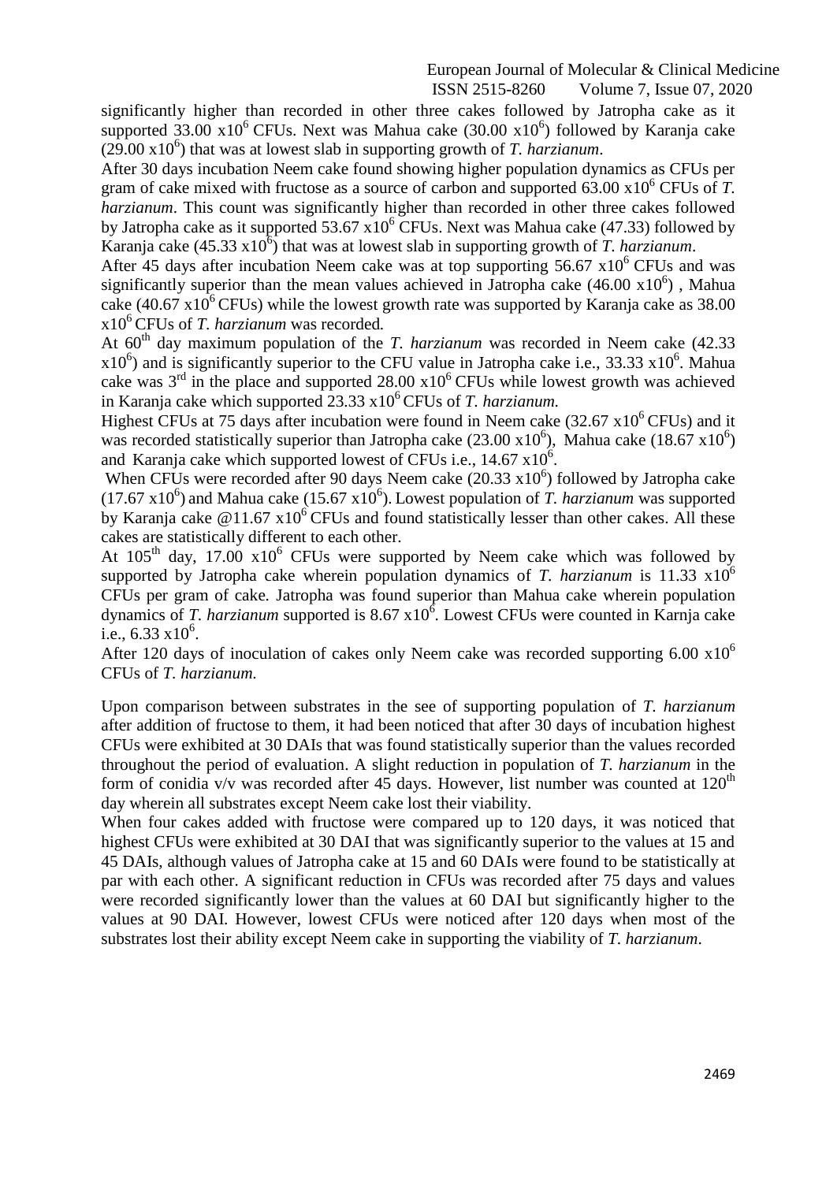significantly higher than recorded in other three cakes followed by Jatropha cake as it supported 33.00 $x10^6$ CFUs. Next was Mahua cake (30.00 $x10^6$) followed by Karanja cake (29.00 $x10^6$) that was at lowest slab in supporting growth of *T. harzianum*.

After 30 days incubation Neem cake found showing higher population dynamics as CFUs per gram of cake mixed with fructose as a source of carbon and supported 63.00 $x10^6$ CFUs of *T. harzianum*. This count was significantly higher than recorded in other three cakes followed by Jatropha cake as it supported 53.67 $x10^6$ CFUs. Next was Mahua cake (47.33) followed by Karanja cake (45.33 $x10^6$) that was at lowest slab in supporting growth of *T. harzianum*.

After 45 days after incubation Neem cake was at top supporting 56.67 $x10^6$ CFUs and was significantly superior than the mean values achieved in Jatropha cake (46.00 $x10^6$) , Mahua cake (40.67 $x10^6$ CFUs) while the lowest growth rate was supported by Karanja cake as 38.00 $x10^6$ CFUs of *T. harzianum* was recorded.

At 60$^{th}$ day maximum population of the *T. harzianum* was recorded in Neem cake (42.33 $x10^6$) and is significantly superior to the CFU value in Jatropha cake i.e., 33.33 $x10^6$. Mahua cake was 3$^{rd}$ in the place and supported 28.00 $x10^6$ CFUs while lowest growth was achieved in Karanja cake which supported 23.33 $x10^6$ CFUs of *T. harzianum.*

Highest CFUs at 75 days after incubation were found in Neem cake (32.67 $x10^6$ CFUs) and it was recorded statistically superior than Jatropha cake (23.00 $x10^6$), Mahua cake (18.67 $x10^6$) and Karanja cake which supported lowest of CFUs i.e., 14.67 $x10^6$.

When CFUs were recorded after 90 days Neem cake (20.33 $x10^6$) followed by Jatropha cake (17.67 $x10^6$) and Mahua cake (15.67 $x10^6$). Lowest population of *T. harzianum* was supported by Karanja cake @11.67 $x10^6$ CFUs and found statistically lesser than other cakes. All these cakes are statistically different to each other.

At 105$^{th}$ day, 17.00 $x10^6$ CFUs were supported by Neem cake which was followed by supported by Jatropha cake wherein population dynamics of *T. harzianum* is 11.33 $x10^6$ CFUs per gram of cake. Jatropha was found superior than Mahua cake wherein population dynamics of *T. harzianum* supported is 8.67 $x10^6$. Lowest CFUs were counted in Karnja cake i.e., 6.33 $x10^6$.

After 120 days of inoculation of cakes only Neem cake was recorded supporting 6.00 $x10^6$ CFUs of *T. harzianum.*

Upon comparison between substrates in the see of supporting population of *T. harzianum* after addition of fructose to them, it had been noticed that after 30 days of incubation highest CFUs were exhibited at 30 DAIs that was found statistically superior than the values recorded throughout the period of evaluation. A slight reduction in population of *T. harzianum* in the form of conidia v/v was recorded after 45 days. However, list number was counted at 120$^{th}$ day wherein all substrates except Neem cake lost their viability.

When four cakes added with fructose were compared up to 120 days, it was noticed that highest CFUs were exhibited at 30 DAI that was significantly superior to the values at 15 and 45 DAIs, although values of Jatropha cake at 15 and 60 DAIs were found to be statistically at par with each other. A significant reduction in CFUs was recorded after 75 days and values were recorded significantly lower than the values at 60 DAI but significantly higher to the values at 90 DAI. However, lowest CFUs were noticed after 120 days when most of the substrates lost their ability except Neem cake in supporting the viability of *T. harzianum*.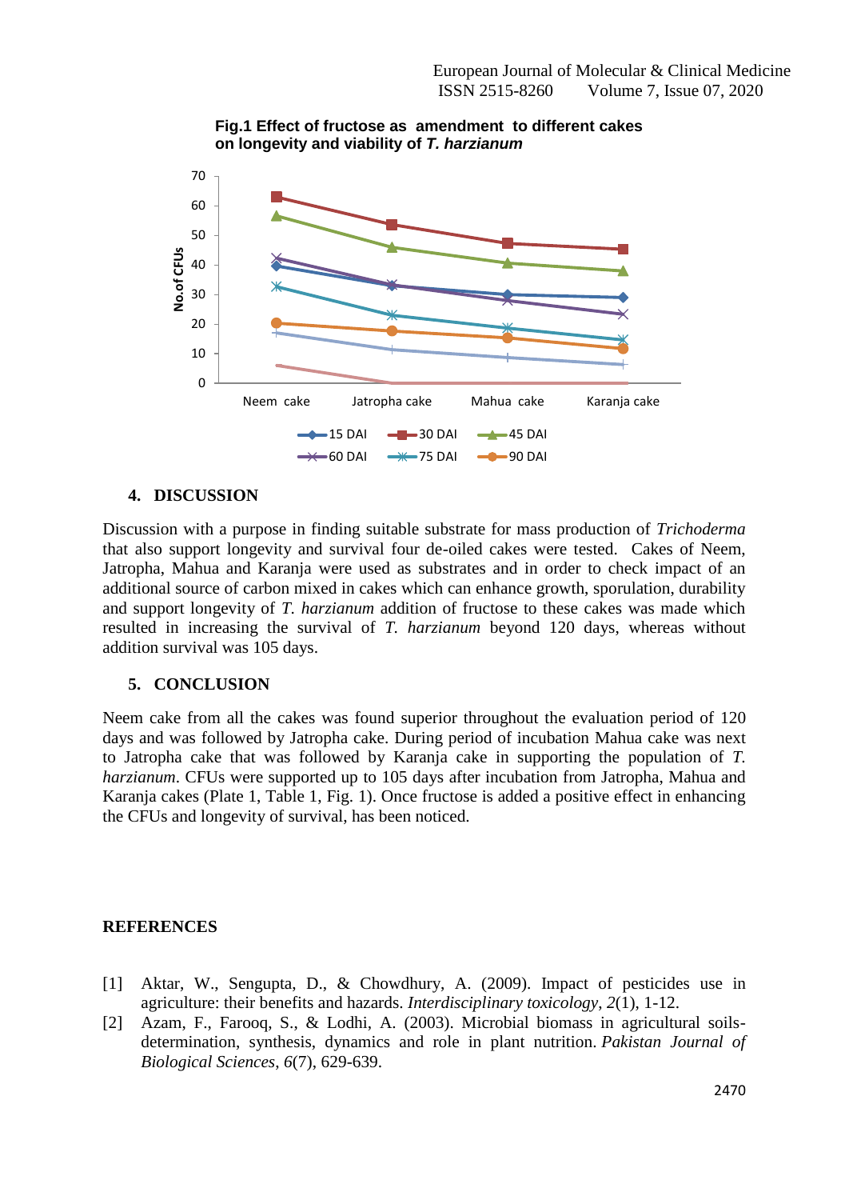**Fig.1 Effect of fructose as amendment to different cakes on longevity and viability of *T. harzianum***

## 4. DISCUSSION

Discussion with a purpose in finding suitable substrate for mass production of *Trichoderma* that also support longevity and survival four de-oiled cakes were tested. Cakes of Neem, Jatropha, Mahua and Karanja were used as substrates and in order to check impact of an additional source of carbon mixed in cakes which can enhance growth, sporulation, durability and support longevity of *T. harzianum* addition of fructose to these cakes was made which resulted in increasing the survival of *T. harzianum* beyond 120 days, whereas without addition survival was 105 days.

## 5. CONCLUSION

Neem cake from all the cakes was found superior throughout the evaluation period of 120 days and was followed by Jatropha cake. During period of incubation Mahua cake was next to Jatropha cake that was followed by Karanja cake in supporting the population of *T. harzianum*. CFUs were supported up to 105 days after incubation from Jatropha, Mahua and Karanja cakes (Plate 1, Table 1, Fig. 1). Once fructose is added a positive effect in enhancing the CFUs and longevity of survival, has been noticed.

## REFERENCES

[1] Aktar, W., Sengupta, D., & Chowdhury, A. (2009). Impact of pesticides use in agriculture: their benefits and hazards. *Interdisciplinary toxicology*, *2*(1), 1-12.

[2] Azam, F., Farooq, S., & Lodhi, A. (2003). Microbial biomass in agricultural soils-determination, synthesis, dynamics and role in plant nutrition. *Pakistan Journal of Biological Sciences*, *6*(7), 629-639.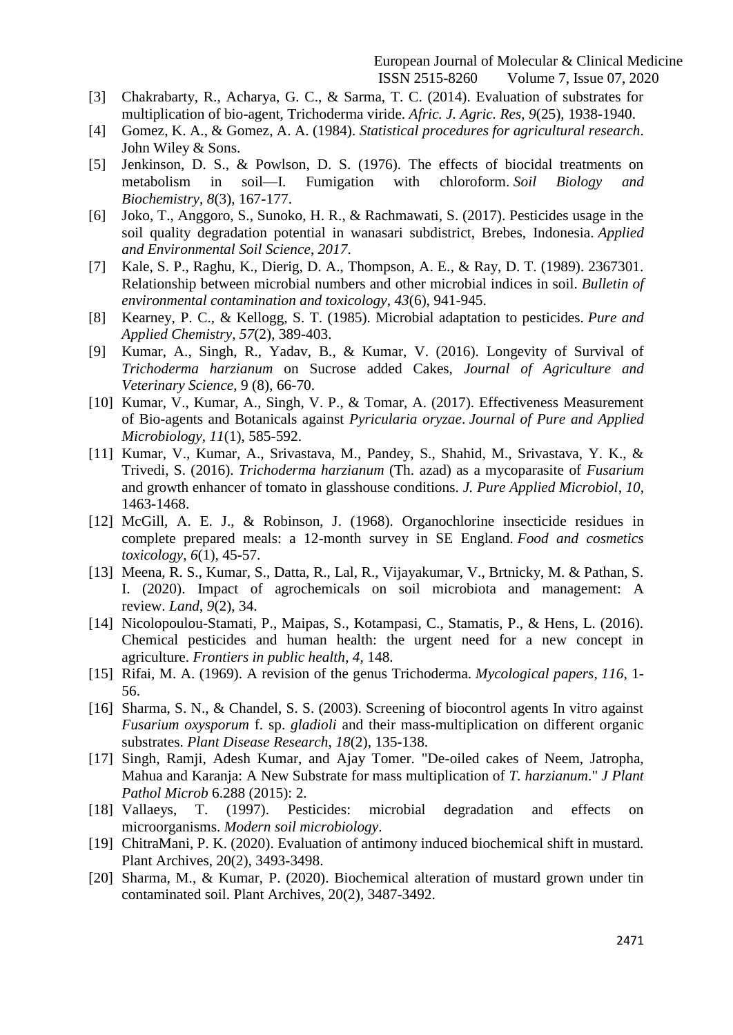[3] Chakrabarty, R., Acharya, G. C., & Sarma, T. C. (2014). Evaluation of substrates for multiplication of bio-agent, Trichoderma viride. *Afric. J. Agric. Res*, *9*(25), 1938-1940.

[4] Gomez, K. A., & Gomez, A. A. (1984). *Statistical procedures for agricultural research*. John Wiley & Sons.

[5] Jenkinson, D. S., & Powlson, D. S. (1976). The effects of biocidal treatments on metabolism in soil—I. Fumigation with chloroform. *Soil Biology and Biochemistry*, *8*(3), 167-177.

[6] Joko, T., Anggoro, S., Sunoko, H. R., & Rachmawati, S. (2017). Pesticides usage in the soil quality degradation potential in wanasari subdistrict, Brebes, Indonesia. *Applied and Environmental Soil Science*, *2017*.

[7] Kale, S. P., Raghu, K., Dierig, D. A., Thompson, A. E., & Ray, D. T. (1989). 2367301. Relationship between microbial numbers and other microbial indices in soil. *Bulletin of environmental contamination and toxicology*, *43*(6), 941-945.

[8] Kearney, P. C., & Kellogg, S. T. (1985). Microbial adaptation to pesticides. *Pure and Applied Chemistry*, *57*(2), 389-403.

[9] Kumar, A., Singh, R., Yadav, B., & Kumar, V. (2016). Longevity of Survival of *Trichoderma harzianum* on Sucrose added Cakes, *Journal of Agriculture and Veterinary Science*, 9 (8), 66-70.

[10] Kumar, V., Kumar, A., Singh, V. P., & Tomar, A. (2017). Effectiveness Measurement of Bio-agents and Botanicals against *Pyricularia oryzae*. *Journal of Pure and Applied Microbiology*, *11*(1), 585-592.

[11] Kumar, V., Kumar, A., Srivastava, M., Pandey, S., Shahid, M., Srivastava, Y. K., & Trivedi, S. (2016). *Trichoderma harzianum* (Th. azad) as a mycoparasite of *Fusarium* and growth enhancer of tomato in glasshouse conditions. *J. Pure Applied Microbiol*, *10*, 1463-1468.

[12] McGill, A. E. J., & Robinson, J. (1968). Organochlorine insecticide residues in complete prepared meals: a 12-month survey in SE England. *Food and cosmetics toxicology*, *6*(1), 45-57.

[13] Meena, R. S., Kumar, S., Datta, R., Lal, R., Vijayakumar, V., Brtnicky, M. & Pathan, S. I. (2020). Impact of agrochemicals on soil microbiota and management: A review. *Land*, *9*(2), 34.

[14] Nicolopoulou-Stamati, P., Maipas, S., Kotampasi, C., Stamatis, P., & Hens, L. (2016). Chemical pesticides and human health: the urgent need for a new concept in agriculture. *Frontiers in public health*, *4*, 148.

[15] Rifai, M. A. (1969). A revision of the genus Trichoderma. *Mycological papers*, *116*, 1-56.

[16] Sharma, S. N., & Chandel, S. S. (2003). Screening of biocontrol agents In vitro against *Fusarium oxysporum* f. sp. *gladioli* and their mass-multiplication on different organic substrates. *Plant Disease Research*, *18*(2), 135-138.

[17] Singh, Ramji, Adesh Kumar, and Ajay Tomer. "De-oiled cakes of Neem, Jatropha, Mahua and Karanja: A New Substrate for mass multiplication of *T. harzianum*." *J Plant Pathol Microb* 6.288 (2015): 2.

[18] Vallaeys, T. (1997). Pesticides: microbial degradation and effects on microorganisms. *Modern soil microbiology*.

[19] ChitraMani, P. K. (2020). Evaluation of antimony induced biochemical shift in mustard. Plant Archives, 20(2), 3493-3498.

[20] Sharma, M., & Kumar, P. (2020). Biochemical alteration of mustard grown under tin contaminated soil. Plant Archives, 20(2), 3487-3492.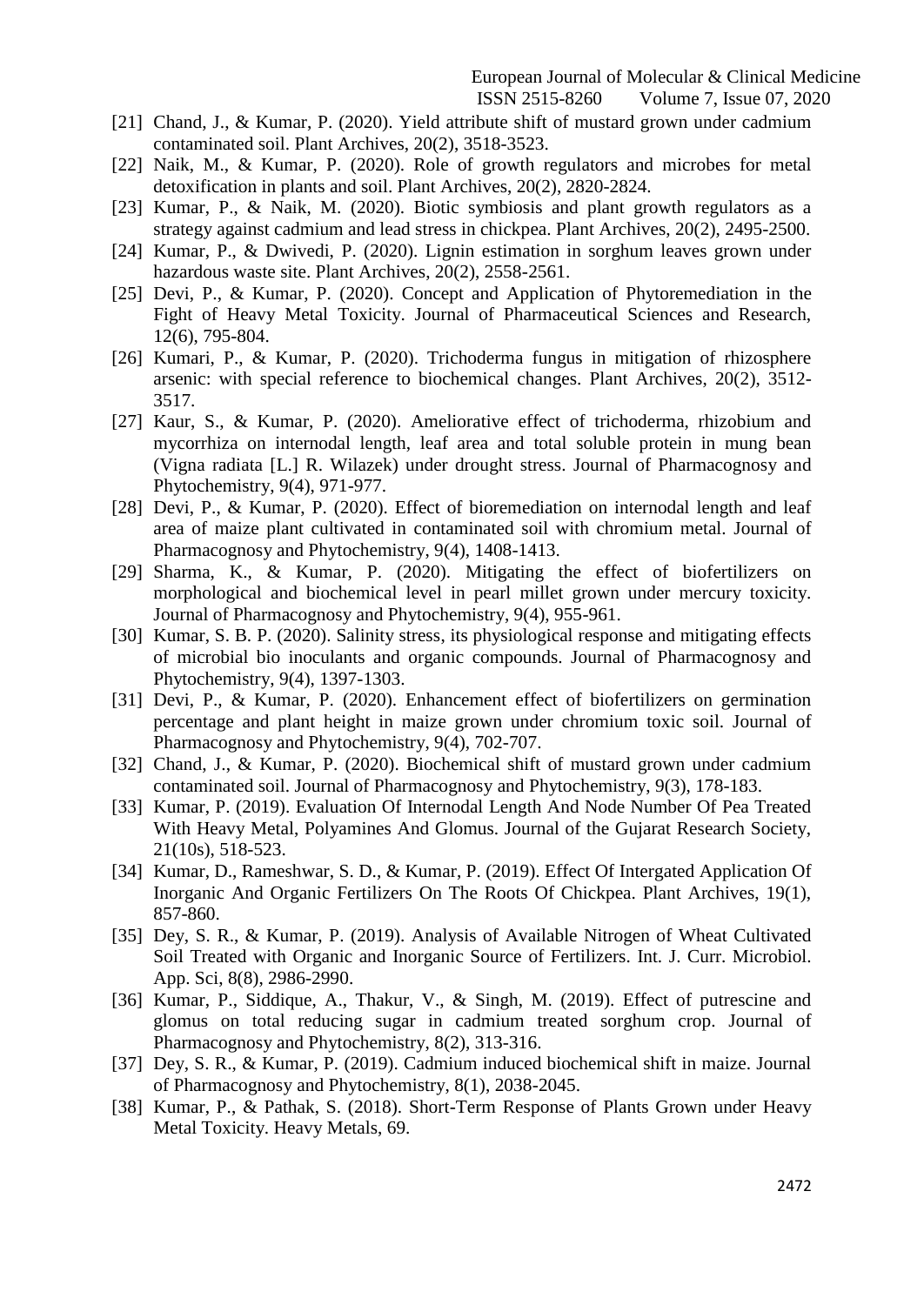[21] Chand, J., & Kumar, P. (2020). Yield attribute shift of mustard grown under cadmium contaminated soil. Plant Archives, 20(2), 3518-3523.

[22] Naik, M., & Kumar, P. (2020). Role of growth regulators and microbes for metal detoxification in plants and soil. Plant Archives, 20(2), 2820-2824.

[23] Kumar, P., & Naik, M. (2020). Biotic symbiosis and plant growth regulators as a strategy against cadmium and lead stress in chickpea. Plant Archives, 20(2), 2495-2500.

[24] Kumar, P., & Dwivedi, P. (2020). Lignin estimation in sorghum leaves grown under hazardous waste site. Plant Archives, 20(2), 2558-2561.

[25] Devi, P., & Kumar, P. (2020). Concept and Application of Phytoremediation in the Fight of Heavy Metal Toxicity. Journal of Pharmaceutical Sciences and Research, 12(6), 795-804.

[26] Kumari, P., & Kumar, P. (2020). Trichoderma fungus in mitigation of rhizosphere arsenic: with special reference to biochemical changes. Plant Archives, 20(2), 3512-3517.

[27] Kaur, S., & Kumar, P. (2020). Ameliorative effect of trichoderma, rhizobium and mycorrhiza on internodal length, leaf area and total soluble protein in mung bean (Vigna radiata [L.] R. Wilazek) under drought stress. Journal of Pharmacognosy and Phytochemistry, 9(4), 971-977.

[28] Devi, P., & Kumar, P. (2020). Effect of bioremediation on internodal length and leaf area of maize plant cultivated in contaminated soil with chromium metal. Journal of Pharmacognosy and Phytochemistry, 9(4), 1408-1413.

[29] Sharma, K., & Kumar, P. (2020). Mitigating the effect of biofertilizers on morphological and biochemical level in pearl millet grown under mercury toxicity. Journal of Pharmacognosy and Phytochemistry, 9(4), 955-961.

[30] Kumar, S. B. P. (2020). Salinity stress, its physiological response and mitigating effects of microbial bio inoculants and organic compounds. Journal of Pharmacognosy and Phytochemistry, 9(4), 1397-1303.

[31] Devi, P., & Kumar, P. (2020). Enhancement effect of biofertilizers on germination percentage and plant height in maize grown under chromium toxic soil. Journal of Pharmacognosy and Phytochemistry, 9(4), 702-707.

[32] Chand, J., & Kumar, P. (2020). Biochemical shift of mustard grown under cadmium contaminated soil. Journal of Pharmacognosy and Phytochemistry, 9(3), 178-183.

[33] Kumar, P. (2019). Evaluation Of Internodal Length And Node Number Of Pea Treated With Heavy Metal, Polyamines And Glomus. Journal of the Gujarat Research Society, 21(10s), 518-523.

[34] Kumar, D., Rameshwar, S. D., & Kumar, P. (2019). Effect Of Intergated Application Of Inorganic And Organic Fertilizers On The Roots Of Chickpea. Plant Archives, 19(1), 857-860.

[35] Dey, S. R., & Kumar, P. (2019). Analysis of Available Nitrogen of Wheat Cultivated Soil Treated with Organic and Inorganic Source of Fertilizers. Int. J. Curr. Microbiol. App. Sci, 8(8), 2986-2990.

[36] Kumar, P., Siddique, A., Thakur, V., & Singh, M. (2019). Effect of putrescine and glomus on total reducing sugar in cadmium treated sorghum crop. Journal of Pharmacognosy and Phytochemistry, 8(2), 313-316.

[37] Dey, S. R., & Kumar, P. (2019). Cadmium induced biochemical shift in maize. Journal of Pharmacognosy and Phytochemistry, 8(1), 2038-2045.

[38] Kumar, P., & Pathak, S. (2018). Short-Term Response of Plants Grown under Heavy Metal Toxicity. Heavy Metals, 69.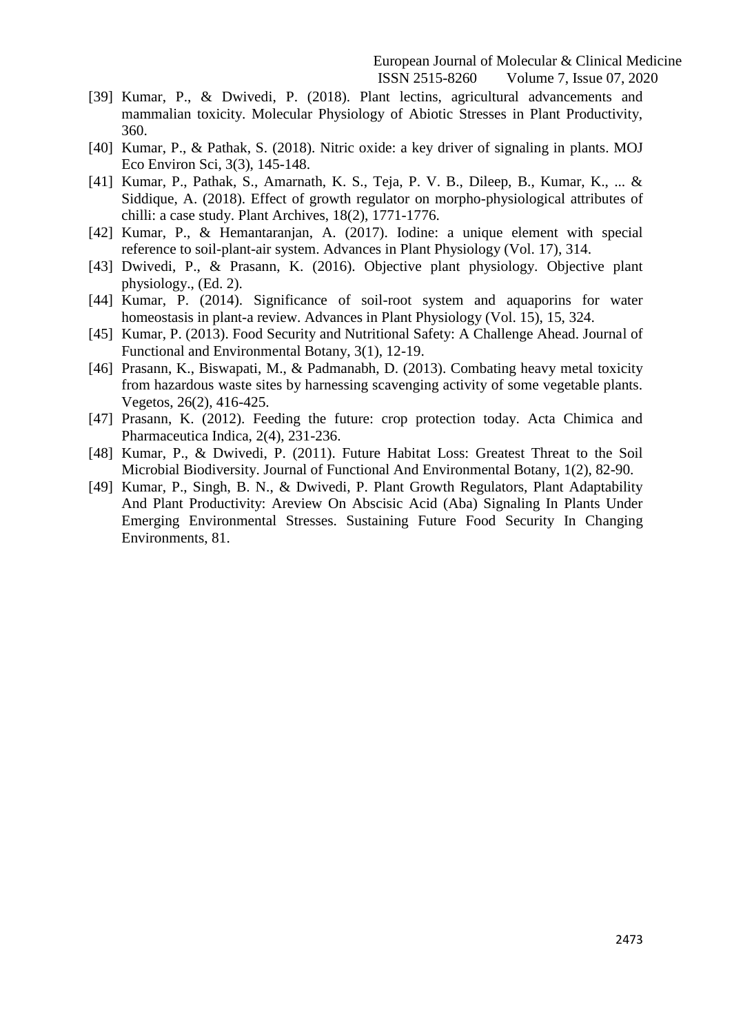[39] Kumar, P., & Dwivedi, P. (2018). Plant lectins, agricultural advancements and mammalian toxicity. Molecular Physiology of Abiotic Stresses in Plant Productivity, 360.

[40] Kumar, P., & Pathak, S. (2018). Nitric oxide: a key driver of signaling in plants. MOJ Eco Environ Sci, 3(3), 145-148.

[41] Kumar, P., Pathak, S., Amarnath, K. S., Teja, P. V. B., Dileep, B., Kumar, K., ... & Siddique, A. (2018). Effect of growth regulator on morpho-physiological attributes of chilli: a case study. Plant Archives, 18(2), 1771-1776.

[42] Kumar, P., & Hemantaranjan, A. (2017). Iodine: a unique element with special reference to soil-plant-air system. Advances in Plant Physiology (Vol. 17), 314.

[43] Dwivedi, P., & Prasann, K. (2016). Objective plant physiology. Objective plant physiology., (Ed. 2).

[44] Kumar, P. (2014). Significance of soil-root system and aquaporins for water homeostasis in plant-a review. Advances in Plant Physiology (Vol. 15), 15, 324.

[45] Kumar, P. (2013). Food Security and Nutritional Safety: A Challenge Ahead. Journal of Functional and Environmental Botany, 3(1), 12-19.

[46] Prasann, K., Biswapati, M., & Padmanabh, D. (2013). Combating heavy metal toxicity from hazardous waste sites by harnessing scavenging activity of some vegetable plants. Vegetos, 26(2), 416-425.

[47] Prasann, K. (2012). Feeding the future: crop protection today. Acta Chimica and Pharmaceutica Indica, 2(4), 231-236.

[48] Kumar, P., & Dwivedi, P. (2011). Future Habitat Loss: Greatest Threat to the Soil Microbial Biodiversity. Journal of Functional And Environmental Botany, 1(2), 82-90.

[49] Kumar, P., Singh, B. N., & Dwivedi, P. Plant Growth Regulators, Plant Adaptability And Plant Productivity: Areview On Abscisic Acid (Aba) Signaling In Plants Under Emerging Environmental Stresses. Sustaining Future Food Security In Changing Environments, 81.